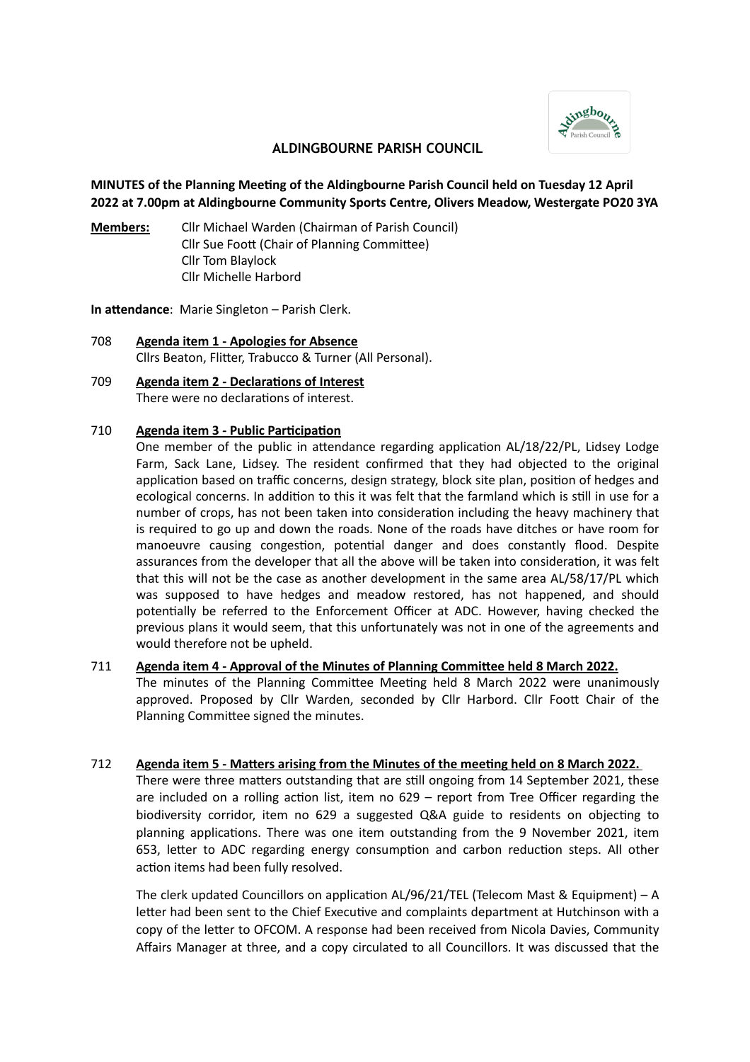# ALDINGBOURNE PARISH COUNCIL

**MINUTES of the Planning Meeting of the Aldingbourne Parish Council held on Tuesday 12 April 2022 at 7.00pm at Aldingbourne Community Sports Centre, Olivers Meadow, Westergate PO20 3YA**

**Members:** Cllr Michael Warden (Chairman of Parish Council)
Cllr Sue Foott (Chair of Planning Committee)
Cllr Tom Blaylock
Cllr Michelle Harbord

**In attendance**: Marie Singleton – Parish Clerk.

708 **Agenda item 1 - Apologies for Absence**
Cllrs Beaton, Flitter, Trabucco & Turner (All Personal).

709 **Agenda item 2 - Declarations of Interest**
There were no declarations of interest.

710 **Agenda item 3 - Public Participation**
One member of the public in attendance regarding application AL/18/22/PL, Lidsey Lodge Farm, Sack Lane, Lidsey. The resident confirmed that they had objected to the original application based on traffic concerns, design strategy, block site plan, position of hedges and ecological concerns. In addition to this it was felt that the farmland which is still in use for a number of crops, has not been taken into consideration including the heavy machinery that is required to go up and down the roads. None of the roads have ditches or have room for manoeuvre causing congestion, potential danger and does constantly flood. Despite assurances from the developer that all the above will be taken into consideration, it was felt that this will not be the case as another development in the same area AL/58/17/PL which was supposed to have hedges and meadow restored, has not happened, and should potentially be referred to the Enforcement Officer at ADC. However, having checked the previous plans it would seem, that this unfortunately was not in one of the agreements and would therefore not be upheld.

711 **Agenda item 4 - Approval of the Minutes of Planning Committee held 8 March 2022.**
The minutes of the Planning Committee Meeting held 8 March 2022 were unanimously approved. Proposed by Cllr Warden, seconded by Cllr Harbord. Cllr Foott Chair of the Planning Committee signed the minutes.

712 **Agenda item 5 - Matters arising from the Minutes of the meeting held on 8 March 2022.**
There were three matters outstanding that are still ongoing from 14 September 2021, these are included on a rolling action list, item no 629 – report from Tree Officer regarding the biodiversity corridor, item no 629 a suggested Q&A guide to residents on objecting to planning applications. There was one item outstanding from the 9 November 2021, item 653, letter to ADC regarding energy consumption and carbon reduction steps. All other action items had been fully resolved.

The clerk updated Councillors on application AL/96/21/TEL (Telecom Mast & Equipment) – A letter had been sent to the Chief Executive and complaints department at Hutchinson with a copy of the letter to OFCOM. A response had been received from Nicola Davies, Community Affairs Manager at three, and a copy circulated to all Councillors. It was discussed that the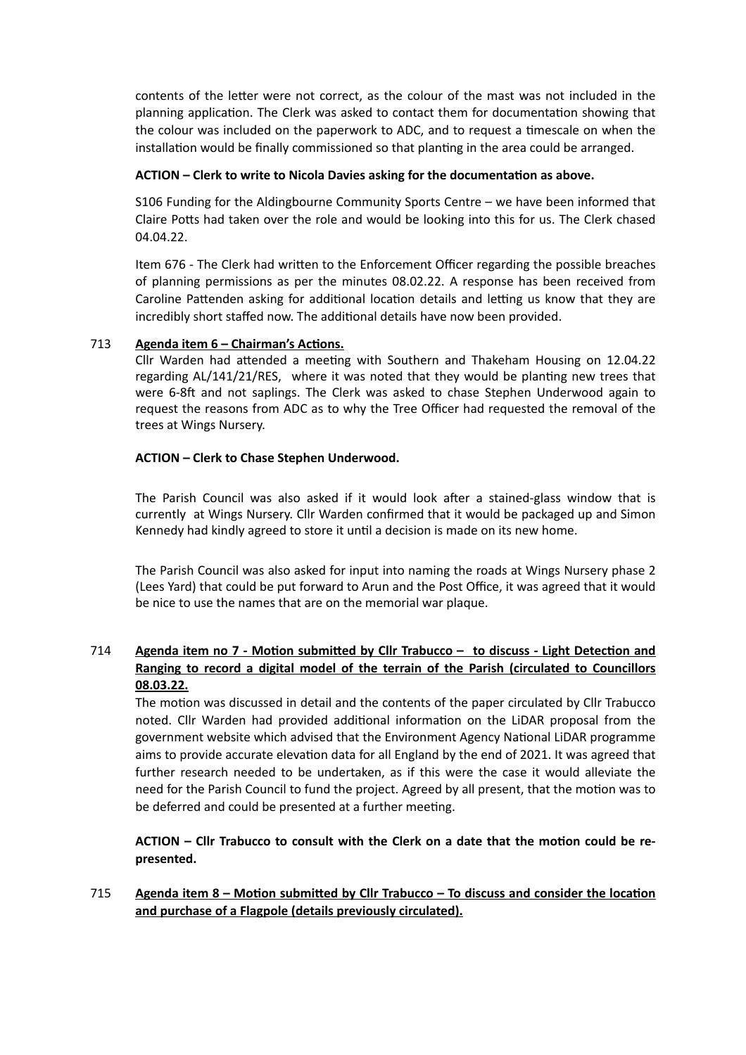contents of the letter were not correct, as the colour of the mast was not included in the planning application. The Clerk was asked to contact them for documentation showing that the colour was included on the paperwork to ADC, and to request a timescale on when the installation would be finally commissioned so that planting in the area could be arranged.

**ACTION – Clerk to write to Nicola Davies asking for the documentation as above.**

S106 Funding for the Aldingbourne Community Sports Centre – we have been informed that Claire Potts had taken over the role and would be looking into this for us. The Clerk chased 04.04.22.

Item 676 - The Clerk had written to the Enforcement Officer regarding the possible breaches of planning permissions as per the minutes 08.02.22. A response has been received from Caroline Pattenden asking for additional location details and letting us know that they are incredibly short staffed now. The additional details have now been provided.

713 **Agenda item 6 – Chairman's Actions.**

Cllr Warden had attended a meeting with Southern and Thakeham Housing on 12.04.22 regarding AL/141/21/RES, where it was noted that they would be planting new trees that were 6-8ft and not saplings. The Clerk was asked to chase Stephen Underwood again to request the reasons from ADC as to why the Tree Officer had requested the removal of the trees at Wings Nursery.

**ACTION – Clerk to Chase Stephen Underwood.**

The Parish Council was also asked if it would look after a stained-glass window that is currently at Wings Nursery. Cllr Warden confirmed that it would be packaged up and Simon Kennedy had kindly agreed to store it until a decision is made on its new home.

The Parish Council was also asked for input into naming the roads at Wings Nursery phase 2 (Lees Yard) that could be put forward to Arun and the Post Office, it was agreed that it would be nice to use the names that are on the memorial war plaque.

714 **Agenda item no 7 - Motion submitted by Cllr Trabucco – to discuss - Light Detection and Ranging to record a digital model of the terrain of the Parish (circulated to Councillors 08.03.22.**

The motion was discussed in detail and the contents of the paper circulated by Cllr Trabucco noted. Cllr Warden had provided additional information on the LiDAR proposal from the government website which advised that the Environment Agency National LiDAR programme aims to provide accurate elevation data for all England by the end of 2021. It was agreed that further research needed to be undertaken, as if this were the case it would alleviate the need for the Parish Council to fund the project. Agreed by all present, that the motion was to be deferred and could be presented at a further meeting.

**ACTION – Cllr Trabucco to consult with the Clerk on a date that the motion could be re-presented.**

715 **Agenda item 8 – Motion submitted by Cllr Trabucco – To discuss and consider the location and purchase of a Flagpole (details previously circulated).**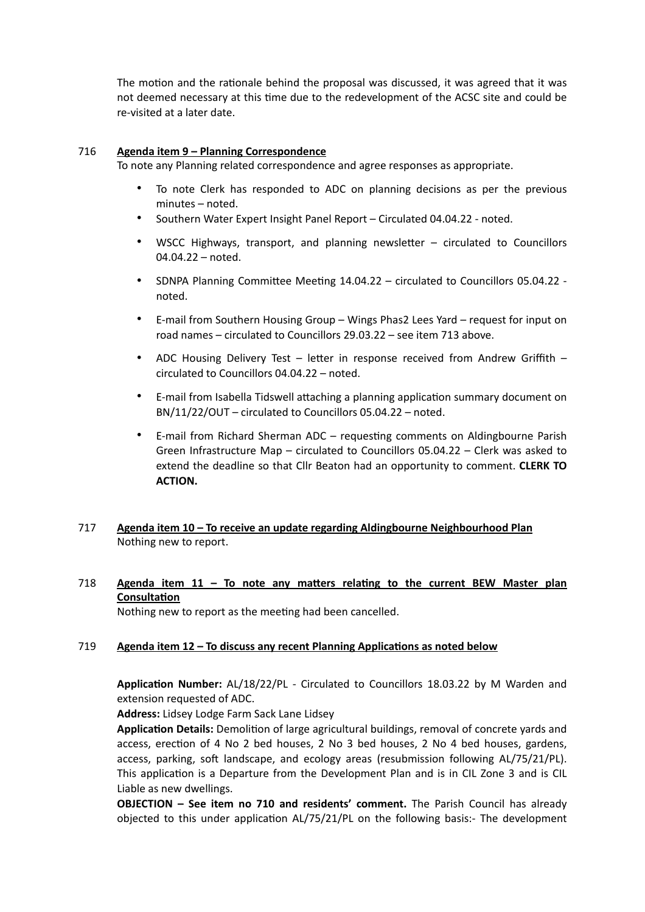The motion and the rationale behind the proposal was discussed, it was agreed that it was not deemed necessary at this time due to the redevelopment of the ACSC site and could be re-visited at a later date.

716 **Agenda item 9 – Planning Correspondence**

To note any Planning related correspondence and agree responses as appropriate.

- To note Clerk has responded to ADC on planning decisions as per the previous minutes – noted.
- Southern Water Expert Insight Panel Report – Circulated 04.04.22 - noted.
- WSCC Highways, transport, and planning newsletter – circulated to Councillors 04.04.22 – noted.
- SDNPA Planning Committee Meeting 14.04.22 – circulated to Councillors 05.04.22 - noted.
- E-mail from Southern Housing Group – Wings Phas2 Lees Yard – request for input on road names – circulated to Councillors 29.03.22 – see item 713 above.
- ADC Housing Delivery Test – letter in response received from Andrew Griffith – circulated to Councillors 04.04.22 – noted.
- E-mail from Isabella Tidswell attaching a planning application summary document on BN/11/22/OUT – circulated to Councillors 05.04.22 – noted.
- E-mail from Richard Sherman ADC – requesting comments on Aldingbourne Parish Green Infrastructure Map – circulated to Councillors 05.04.22 – Clerk was asked to extend the deadline so that Cllr Beaton had an opportunity to comment. **CLERK TO ACTION.**

717 **Agenda item 10 – To receive an update regarding Aldingbourne Neighbourhood Plan**

Nothing new to report.

718 **Agenda item 11 – To note any matters relating to the current BEW Master plan Consultation**

Nothing new to report as the meeting had been cancelled.

719 **Agenda item 12 – To discuss any recent Planning Applications as noted below**

**Application Number:** AL/18/22/PL - Circulated to Councillors 18.03.22 by M Warden and extension requested of ADC.

**Address:** Lidsey Lodge Farm Sack Lane Lidsey

**Application Details:** Demolition of large agricultural buildings, removal of concrete yards and access, erection of 4 No 2 bed houses, 2 No 3 bed houses, 2 No 4 bed houses, gardens, access, parking, soft landscape, and ecology areas (resubmission following AL/75/21/PL). This application is a Departure from the Development Plan and is in CIL Zone 3 and is CIL Liable as new dwellings.

**OBJECTION – See item no 710 and residents' comment.** The Parish Council has already objected to this under application AL/75/21/PL on the following basis:- The development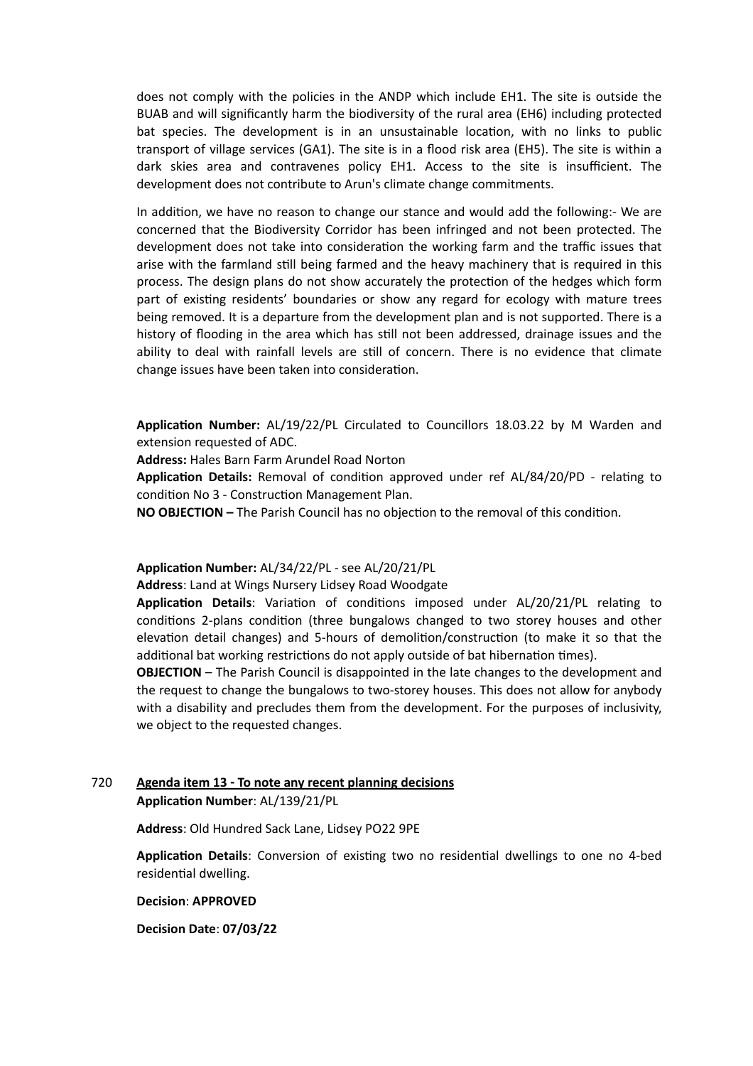does not comply with the policies in the ANDP which include EH1. The site is outside the BUAB and will significantly harm the biodiversity of the rural area (EH6) including protected bat species. The development is in an unsustainable location, with no links to public transport of village services (GA1). The site is in a flood risk area (EH5). The site is within a dark skies area and contravenes policy EH1. Access to the site is insufficient. The development does not contribute to Arun's climate change commitments.

In addition, we have no reason to change our stance and would add the following:- We are concerned that the Biodiversity Corridor has been infringed and not been protected. The development does not take into consideration the working farm and the traffic issues that arise with the farmland still being farmed and the heavy machinery that is required in this process. The design plans do not show accurately the protection of the hedges which form part of existing residents' boundaries or show any regard for ecology with mature trees being removed. It is a departure from the development plan and is not supported. There is a history of flooding in the area which has still not been addressed, drainage issues and the ability to deal with rainfall levels are still of concern. There is no evidence that climate change issues have been taken into consideration.

**Application Number:** AL/19/22/PL Circulated to Councillors 18.03.22 by M Warden and extension requested of ADC.
**Address:** Hales Barn Farm Arundel Road Norton
**Application Details:** Removal of condition approved under ref AL/84/20/PD - relating to condition No 3 - Construction Management Plan.
**NO OBJECTION –** The Parish Council has no objection to the removal of this condition.

**Application Number:** AL/34/22/PL - see AL/20/21/PL
**Address**: Land at Wings Nursery Lidsey Road Woodgate
**Application Details**: Variation of conditions imposed under AL/20/21/PL relating to conditions 2-plans condition (three bungalows changed to two storey houses and other elevation detail changes) and 5-hours of demolition/construction (to make it so that the additional bat working restrictions do not apply outside of bat hibernation times).
**OBJECTION** – The Parish Council is disappointed in the late changes to the development and the request to change the bungalows to two-storey houses. This does not allow for anybody with a disability and precludes them from the development. For the purposes of inclusivity, we object to the requested changes.

720 **Agenda item 13 - To note any recent planning decisions**

**Application Number**: AL/139/21/PL

**Address**: Old Hundred Sack Lane, Lidsey PO22 9PE

**Application Details**: Conversion of existing two no residential dwellings to one no 4-bed residential dwelling.

**Decision**: **APPROVED**

**Decision Date**: **07/03/22**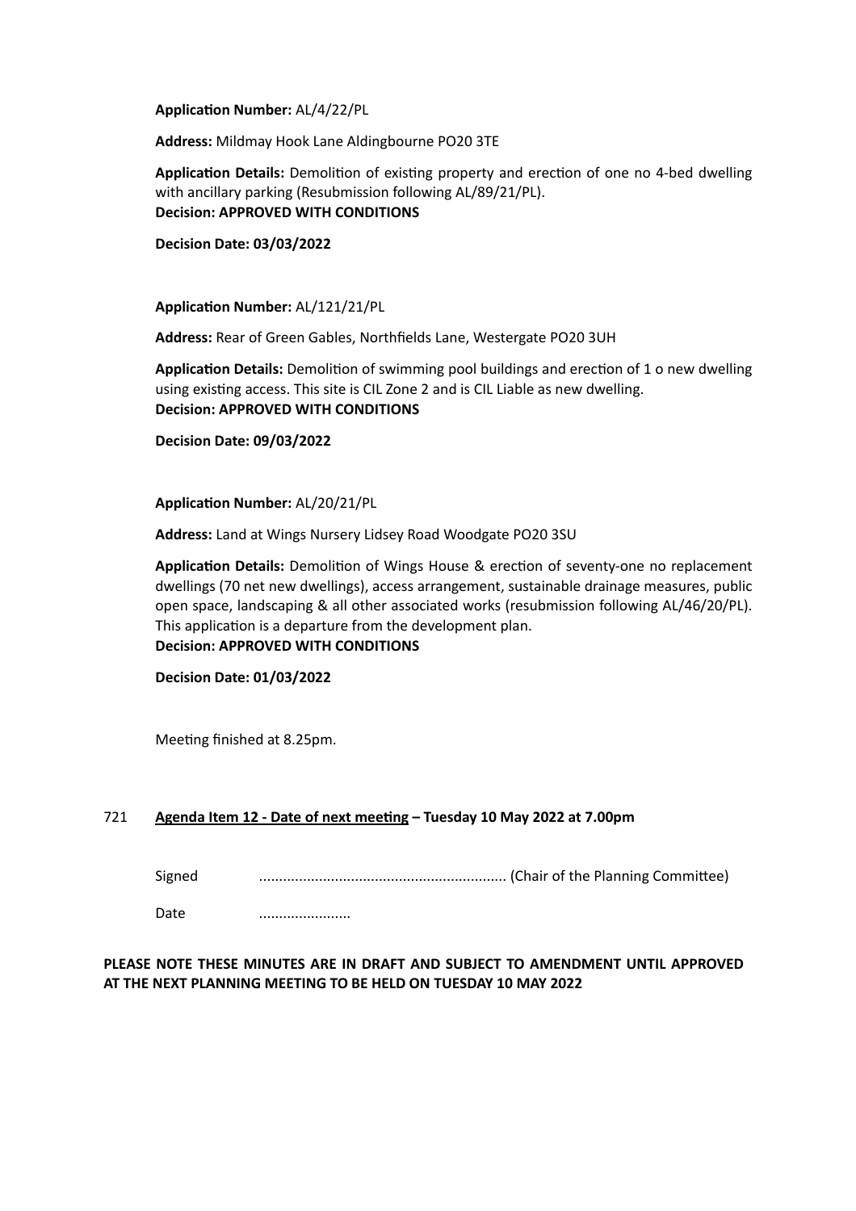**Application Number:** AL/4/22/PL

**Address:** Mildmay Hook Lane Aldingbourne PO20 3TE

**Application Details:** Demolition of existing property and erection of one no 4-bed dwelling with ancillary parking (Resubmission following AL/89/21/PL).
**Decision: APPROVED WITH CONDITIONS**

**Decision Date: 03/03/2022**

**Application Number:** AL/121/21/PL

**Address:** Rear of Green Gables, Northfields Lane, Westergate PO20 3UH

**Application Details:** Demolition of swimming pool buildings and erection of 1 o new dwelling using existing access. This site is CIL Zone 2 and is CIL Liable as new dwelling.
**Decision: APPROVED WITH CONDITIONS**

**Decision Date: 09/03/2022**

**Application Number:** AL/20/21/PL

**Address:** Land at Wings Nursery Lidsey Road Woodgate PO20 3SU

**Application Details:** Demolition of Wings House & erection of seventy-one no replacement dwellings (70 net new dwellings), access arrangement, sustainable drainage measures, public open space, landscaping & all other associated works (resubmission following AL/46/20/PL). This application is a departure from the development plan.
**Decision: APPROVED WITH CONDITIONS**

**Decision Date: 01/03/2022**

Meeting finished at 8.25pm.

721 **Agenda Item 12 - Date of next meeting – Tuesday 10 May 2022 at 7.00pm**

Signed ............................................................ (Chair of the Planning Committee)

Date .......................

**PLEASE NOTE THESE MINUTES ARE IN DRAFT AND SUBJECT TO AMENDMENT UNTIL APPROVED AT THE NEXT PLANNING MEETING TO BE HELD ON TUESDAY 10 MAY 2022**